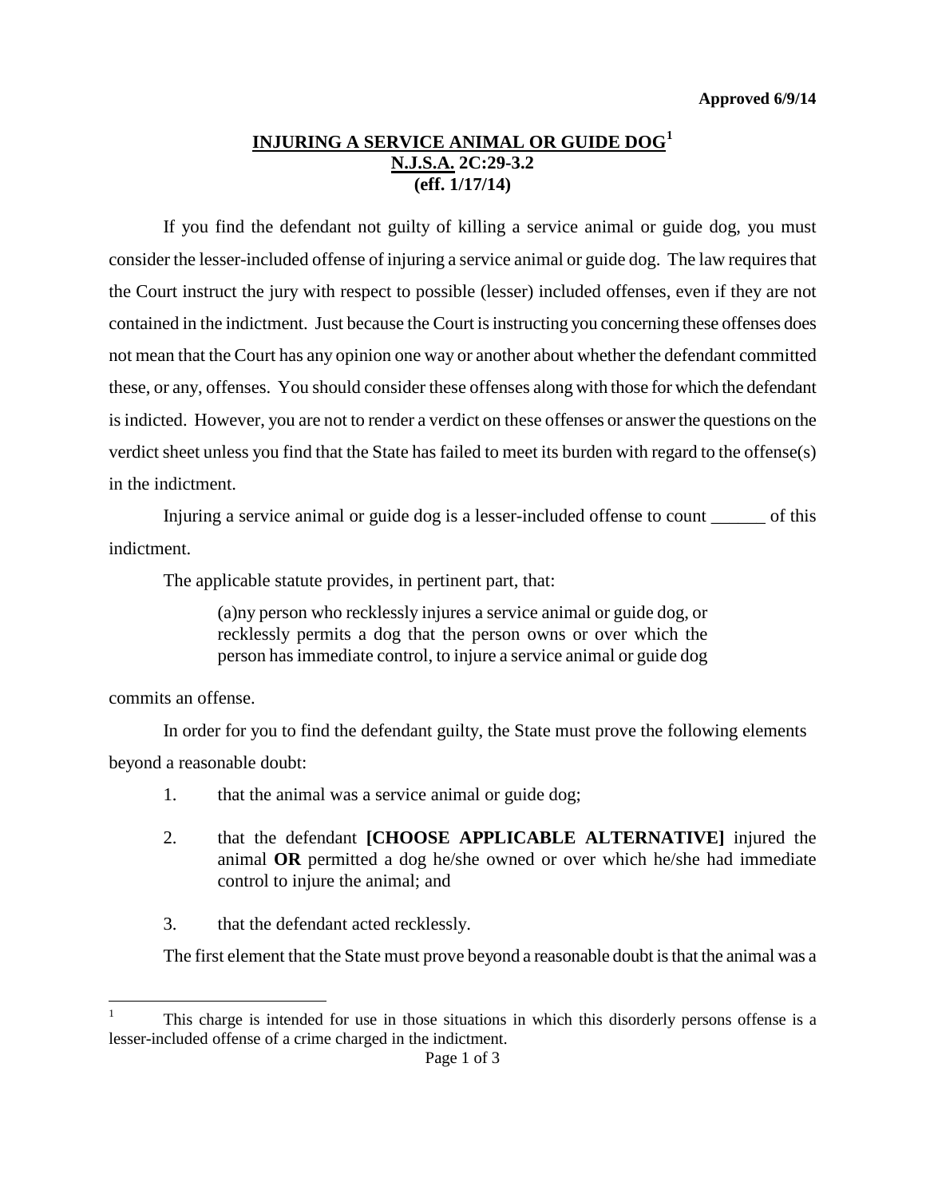Approved 6/9/14

# INJURING A SERVICE ANIMAL OR GUIDE DOG[1]
## N.J.S.A. 2C:29-3.2
## (eff. 1/17/14)

If you find the defendant not guilty of killing a service animal or guide dog, you must consider the lesser-included offense of injuring a service animal or guide dog. The law requires that the Court instruct the jury with respect to possible (lesser) included offenses, even if they are not contained in the indictment. Just because the Court is instructing you concerning these offenses does not mean that the Court has any opinion one way or another about whether the defendant committed these, or any, offenses. You should consider these offenses along with those for which the defendant is indicted. However, you are not to render a verdict on these offenses or answer the questions on the verdict sheet unless you find that the State has failed to meet its burden with regard to the offense(s) in the indictment.

Injuring a service animal or guide dog is a lesser-included offense to count ______ of this indictment.

The applicable statute provides, in pertinent part, that:

> (a)ny person who recklessly injures a service animal or guide dog, or recklessly permits a dog that the person owns or over which the person has immediate control, to injure a service animal or guide dog

commits an offense.

In order for you to find the defendant guilty, the State must prove the following elements beyond a reasonable doubt:

1. that the animal was a service animal or guide dog;

2. that the defendant **[CHOOSE APPLICABLE ALTERNATIVE]** injured the animal **OR** permitted a dog he/she owned or over which he/she had immediate control to injure the animal; and

3. that the defendant acted recklessly.

The first element that the State must prove beyond a reasonable doubt is that the animal was a

---

[1] This charge is intended for use in those situations in which this disorderly persons offense is a lesser-included offense of a crime charged in the indictment.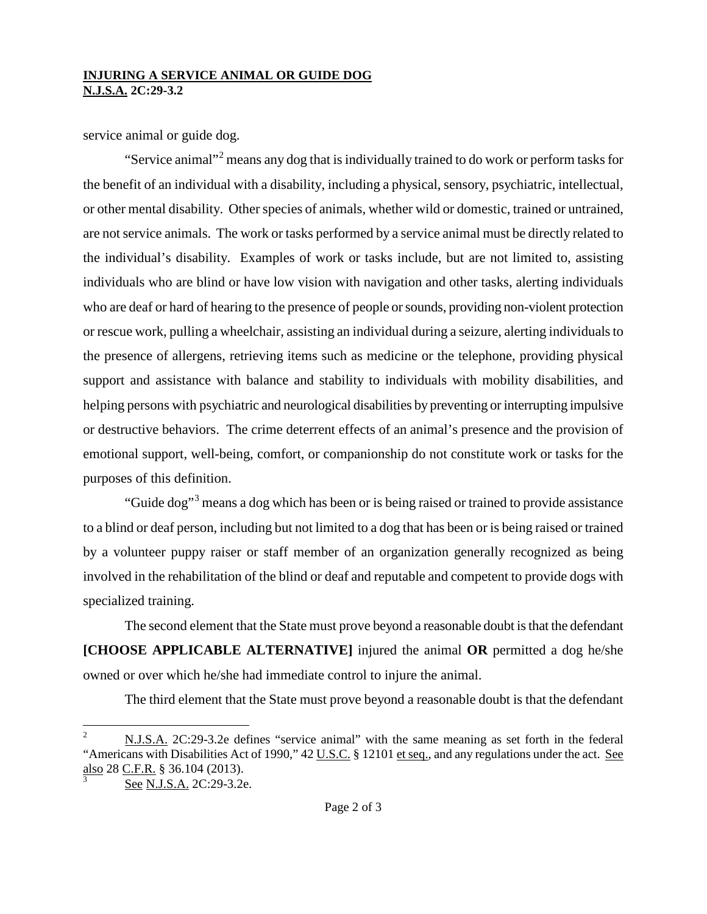service animal or guide dog.

"Service animal"[2] means any dog that is individually trained to do work or perform tasks for the benefit of an individual with a disability, including a physical, sensory, psychiatric, intellectual, or other mental disability. Other species of animals, whether wild or domestic, trained or untrained, are not service animals. The work or tasks performed by a service animal must be directly related to the individual's disability. Examples of work or tasks include, but are not limited to, assisting individuals who are blind or have low vision with navigation and other tasks, alerting individuals who are deaf or hard of hearing to the presence of people or sounds, providing non-violent protection or rescue work, pulling a wheelchair, assisting an individual during a seizure, alerting individuals to the presence of allergens, retrieving items such as medicine or the telephone, providing physical support and assistance with balance and stability to individuals with mobility disabilities, and helping persons with psychiatric and neurological disabilities by preventing or interrupting impulsive or destructive behaviors. The crime deterrent effects of an animal's presence and the provision of emotional support, well-being, comfort, or companionship do not constitute work or tasks for the purposes of this definition.

"Guide dog"[3] means a dog which has been or is being raised or trained to provide assistance to a blind or deaf person, including but not limited to a dog that has been or is being raised or trained by a volunteer puppy raiser or staff member of an organization generally recognized as being involved in the rehabilitation of the blind or deaf and reputable and competent to provide dogs with specialized training.

The second element that the State must prove beyond a reasonable doubt is that the defendant **[CHOOSE APPLICABLE ALTERNATIVE]** injured the animal **OR** permitted a dog he/she owned or over which he/she had immediate control to injure the animal.

The third element that the State must prove beyond a reasonable doubt is that the defendant

---

[2] N.J.S.A. 2C:29-3.2e defines "service animal" with the same meaning as set forth in the federal "Americans with Disabilities Act of 1990," 42 U.S.C. § 12101 et seq., and any regulations under the act. See also 28 C.F.R. § 36.104 (2013).

[3] See N.J.S.A. 2C:29-3.2e.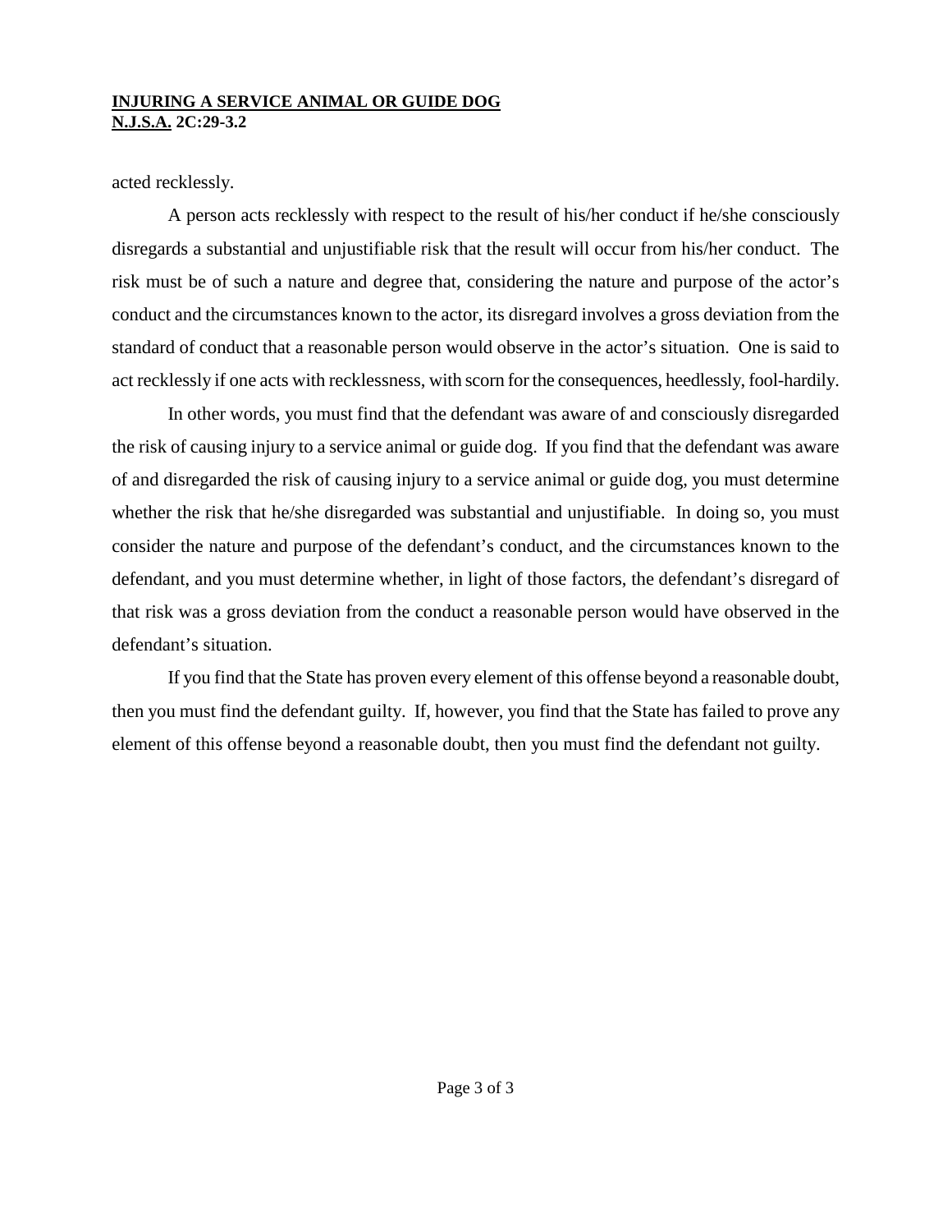acted recklessly.

A person acts recklessly with respect to the result of his/her conduct if he/she consciously disregards a substantial and unjustifiable risk that the result will occur from his/her conduct. The risk must be of such a nature and degree that, considering the nature and purpose of the actor's conduct and the circumstances known to the actor, its disregard involves a gross deviation from the standard of conduct that a reasonable person would observe in the actor's situation. One is said to act recklessly if one acts with recklessness, with scorn for the consequences, heedlessly, fool-hardily.

In other words, you must find that the defendant was aware of and consciously disregarded the risk of causing injury to a service animal or guide dog. If you find that the defendant was aware of and disregarded the risk of causing injury to a service animal or guide dog, you must determine whether the risk that he/she disregarded was substantial and unjustifiable. In doing so, you must consider the nature and purpose of the defendant's conduct, and the circumstances known to the defendant, and you must determine whether, in light of those factors, the defendant's disregard of that risk was a gross deviation from the conduct a reasonable person would have observed in the defendant's situation.

If you find that the State has proven every element of this offense beyond a reasonable doubt, then you must find the defendant guilty. If, however, you find that the State has failed to prove any element of this offense beyond a reasonable doubt, then you must find the defendant not guilty.